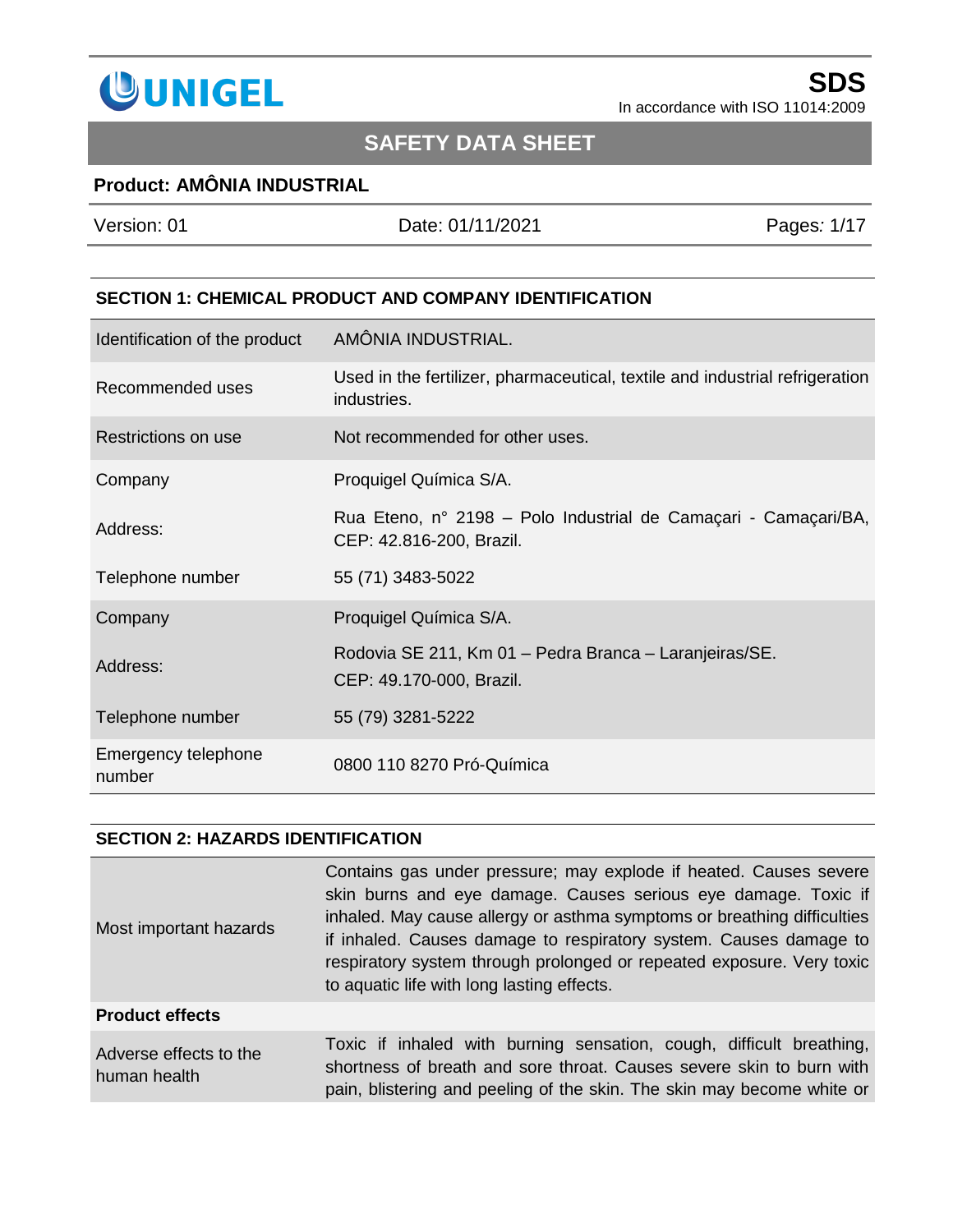**SDS**

In accordance with ISO 11014:2009

# SAFETY DATA SHEET

**Product: AMÔNIA INDUSTRIAL**

| Version: 01 | Date: 01/11/2021 | Pages: 1/17 |
|---|---|---|

## SECTION 1: CHEMICAL PRODUCT AND COMPANY IDENTIFICATION

| | |
|---|---|
| Identification of the product | AMÔNIA INDUSTRIAL. |
| Recommended uses | Used in the fertilizer, pharmaceutical, textile and industrial refrigeration industries. |
| Restrictions on use | Not recommended for other uses. |
| Company | Proquigel Química S/A. |
| Address: | Rua Eteno, n° 2198 – Polo Industrial de Camaçari - Camaçari/BA, CEP: 42.816-200, Brazil. |
| Telephone number | 55 (71) 3483-5022 |
| Company | Proquigel Química S/A. |
| Address: | Rodovia SE 211, Km 01 – Pedra Branca – Laranjeiras/SE. CEP: 49.170-000, Brazil. |
| Telephone number | 55 (79) 3281-5222 |
| Emergency telephone number | 0800 110 8270 Pró-Química |

## SECTION 2: HAZARDS IDENTIFICATION

| | |
|---|---|
| Most important hazards | Contains gas under pressure; may explode if heated. Causes severe skin burns and eye damage. Causes serious eye damage. Toxic if inhaled. May cause allergy or asthma symptoms or breathing difficulties if inhaled. Causes damage to respiratory system. Causes damage to respiratory system through prolonged or repeated exposure. Very toxic to aquatic life with long lasting effects. |
| **Product effects** | |
| Adverse effects to the human health | Toxic if inhaled with burning sensation, cough, difficult breathing, shortness of breath and sore throat. Causes severe skin to burn with pain, blistering and peeling of the skin. The skin may become white or |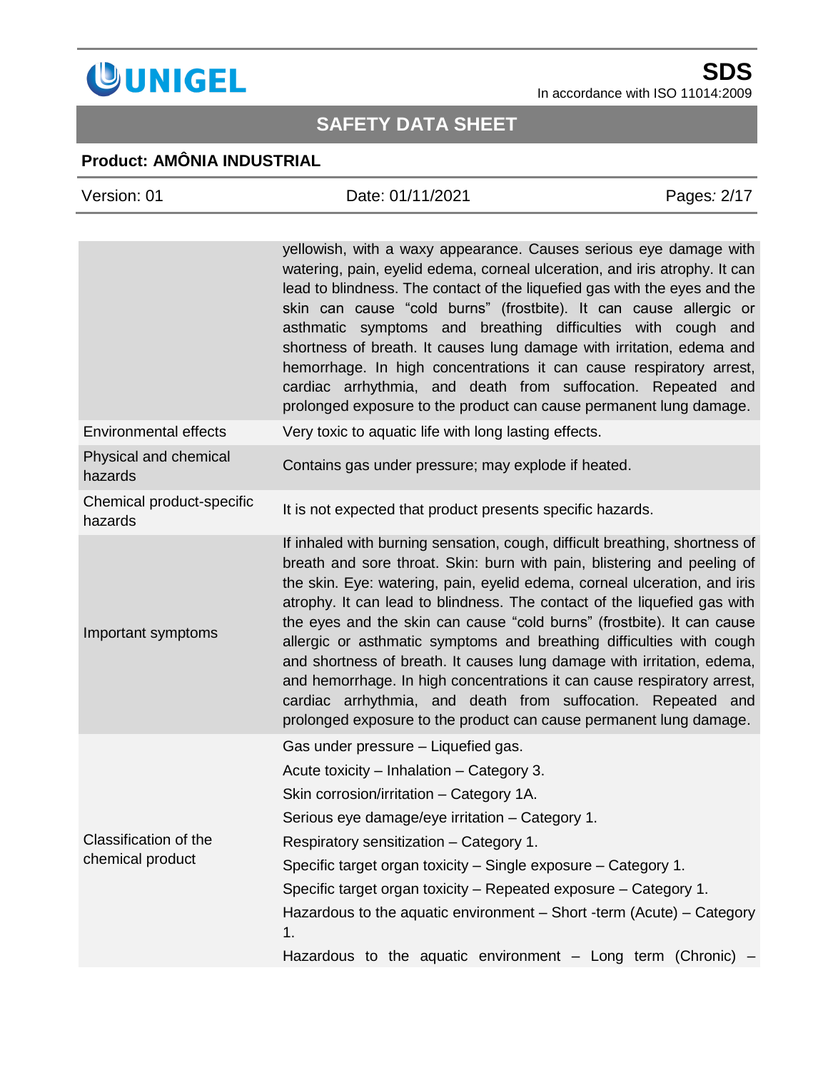| | |
|---|---|
| | yellowish, with a waxy appearance. Causes serious eye damage with watering, pain, eyelid edema, corneal ulceration, and iris atrophy. It can lead to blindness. The contact of the liquefied gas with the eyes and the skin can cause “cold burns” (frostbite). It can cause allergic or asthmatic symptoms and breathing difficulties with cough and shortness of breath. It causes lung damage with irritation, edema and hemorrhage. In high concentrations it can cause respiratory arrest, cardiac arrhythmia, and death from suffocation. Repeated and prolonged exposure to the product can cause permanent lung damage. |
| Environmental effects | Very toxic to aquatic life with long lasting effects. |
| Physical and chemical hazards | Contains gas under pressure; may explode if heated. |
| Chemical product-specific hazards | It is not expected that product presents specific hazards. |
| Important symptoms | If inhaled with burning sensation, cough, difficult breathing, shortness of breath and sore throat. Skin: burn with pain, blistering and peeling of the skin. Eye: watering, pain, eyelid edema, corneal ulceration, and iris atrophy. It can lead to blindness. The contact of the liquefied gas with the eyes and the skin can cause “cold burns” (frostbite). It can cause allergic or asthmatic symptoms and breathing difficulties with cough and shortness of breath. It causes lung damage with irritation, edema, and hemorrhage. In high concentrations it can cause respiratory arrest, cardiac arrhythmia, and death from suffocation. Repeated and prolonged exposure to the product can cause permanent lung damage. |
| Classification of the chemical product | Gas under pressure – Liquefied gas.<br>Acute toxicity – Inhalation – Category 3.<br>Skin corrosion/irritation – Category 1A.<br>Serious eye damage/eye irritation – Category 1.<br>Respiratory sensitization – Category 1.<br>Specific target organ toxicity – Single exposure – Category 1.<br>Specific target organ toxicity – Repeated exposure – Category 1.<br>Hazardous to the aquatic environment – Short -term (Acute) – Category 1.<br>Hazardous to the aquatic environment – Long term (Chronic) – |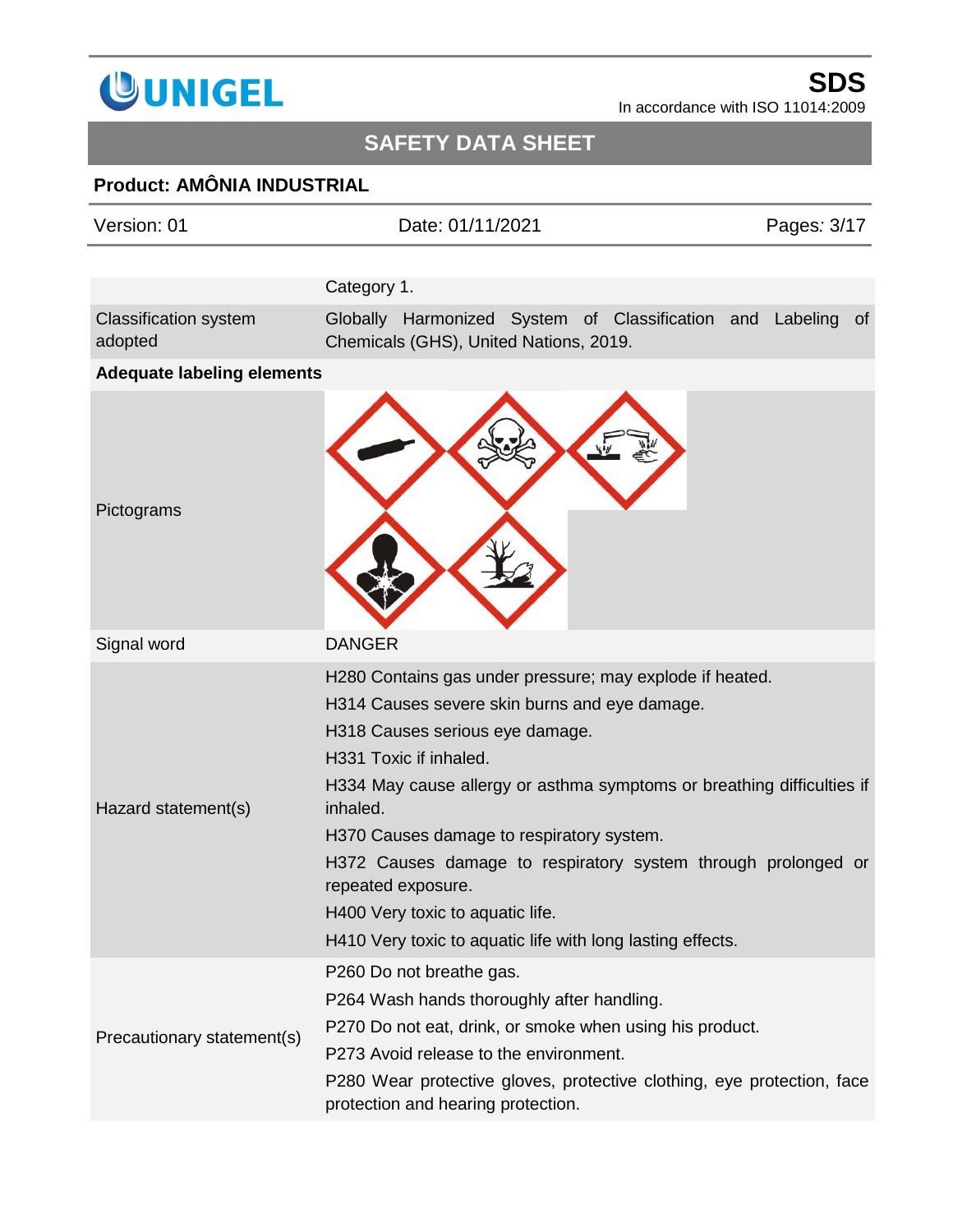| | |
|---|---|
| | Category 1. |
| Classification system adopted | Globally Harmonized System of Classification and Labeling of Chemicals (GHS), United Nations, 2019. |
| **Adequate labeling elements** | |
| Pictograms | |
| Signal word | DANGER |
| Hazard statement(s) | H280 Contains gas under pressure; may explode if heated.<br>H314 Causes severe skin burns and eye damage.<br>H318 Causes serious eye damage.<br>H331 Toxic if inhaled.<br>H334 May cause allergy or asthma symptoms or breathing difficulties if inhaled.<br>H370 Causes damage to respiratory system.<br>H372 Causes damage to respiratory system through prolonged or repeated exposure.<br>H400 Very toxic to aquatic life.<br>H410 Very toxic to aquatic life with long lasting effects. |
| Precautionary statement(s) | P260 Do not breathe gas.<br>P264 Wash hands thoroughly after handling.<br>P270 Do not eat, drink, or smoke when using his product.<br>P273 Avoid release to the environment.<br>P280 Wear protective gloves, protective clothing, eye protection, face protection and hearing protection. |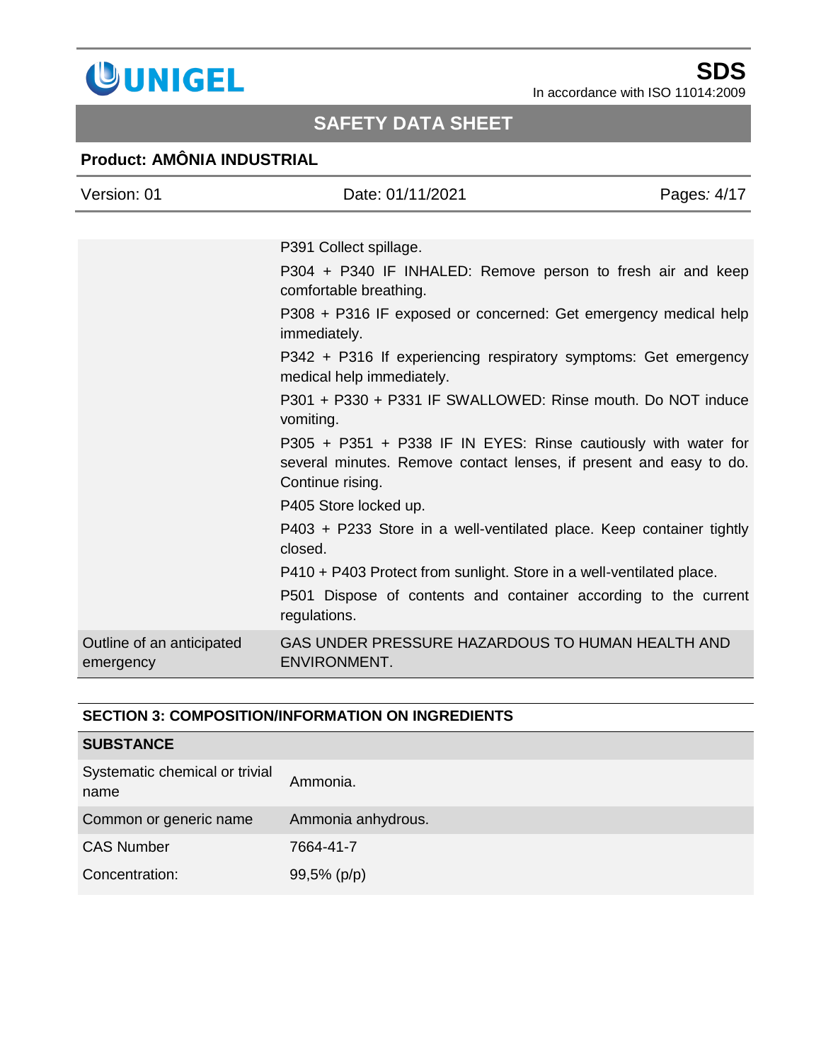| | |
|---|---|
| | P391 Collect spillage.<br>P304 + P340 IF INHALED: Remove person to fresh air and keep comfortable breathing.<br>P308 + P316 IF exposed or concerned: Get emergency medical help immediately.<br>P342 + P316 If experiencing respiratory symptoms: Get emergency medical help immediately.<br>P301 + P330 + P331 IF SWALLOWED: Rinse mouth. Do NOT induce vomiting.<br>P305 + P351 + P338 IF IN EYES: Rinse cautiously with water for several minutes. Remove contact lenses, if present and easy to do. Continue rising.<br>P405 Store locked up.<br>P403 + P233 Store in a well-ventilated place. Keep container tightly closed.<br>P410 + P403 Protect from sunlight. Store in a well-ventilated place.<br>P501 Dispose of contents and container according to the current regulations. |
| Outline of an anticipated emergency | GAS UNDER PRESSURE HAZARDOUS TO HUMAN HEALTH AND ENVIRONMENT. |

## SECTION 3: COMPOSITION/INFORMATION ON INGREDIENTS

| SUBSTANCE | |
|---|---|
| Systematic chemical or trivial name | Ammonia. |
| Common or generic name | Ammonia anhydrous. |
| CAS Number | 7664-41-7 |
| Concentration: | 99,5% (p/p) |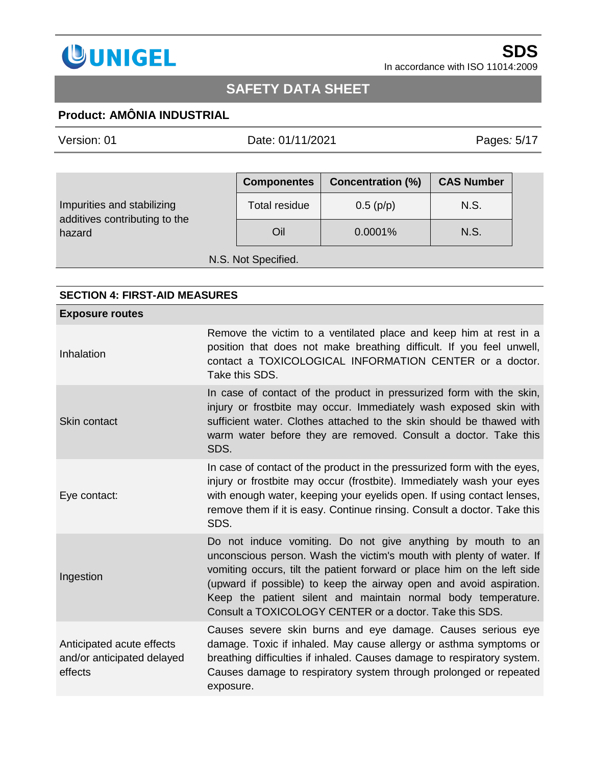| Impurities and stabilizing additives contributing to the hazard | Componentes | Concentration (%) | CAS Number |
|---|---|---|---|
| | Total residue | 0.5 (p/p) | N.S. |
| | Oil | 0.0001% | N.S. |

N.S. Not Specified.

## SECTION 4: FIRST-AID MEASURES

| Exposure routes | |
|---|---|
| Inhalation | Remove the victim to a ventilated place and keep him at rest in a position that does not make breathing difficult. If you feel unwell, contact a TOXICOLOGICAL INFORMATION CENTER or a doctor. Take this SDS. |
| Skin contact | In case of contact of the product in pressurized form with the skin, injury or frostbite may occur. Immediately wash exposed skin with sufficient water. Clothes attached to the skin should be thawed with warm water before they are removed. Consult a doctor. Take this SDS. |
| Eye contact: | In case of contact of the product in the pressurized form with the eyes, injury or frostbite may occur (frostbite). Immediately wash your eyes with enough water, keeping your eyelids open. If using contact lenses, remove them if it is easy. Continue rinsing. Consult a doctor. Take this SDS. |
| Ingestion | Do not induce vomiting. Do not give anything by mouth to an unconscious person. Wash the victim's mouth with plenty of water. If vomiting occurs, tilt the patient forward or place him on the left side (upward if possible) to keep the airway open and avoid aspiration. Keep the patient silent and maintain normal body temperature. Consult a TOXICOLOGY CENTER or a doctor. Take this SDS. |
| Anticipated acute effects and/or anticipated delayed effects | Causes severe skin burns and eye damage. Causes serious eye damage. Toxic if inhaled. May cause allergy or asthma symptoms or breathing difficulties if inhaled. Causes damage to respiratory system. Causes damage to respiratory system through prolonged or repeated exposure. |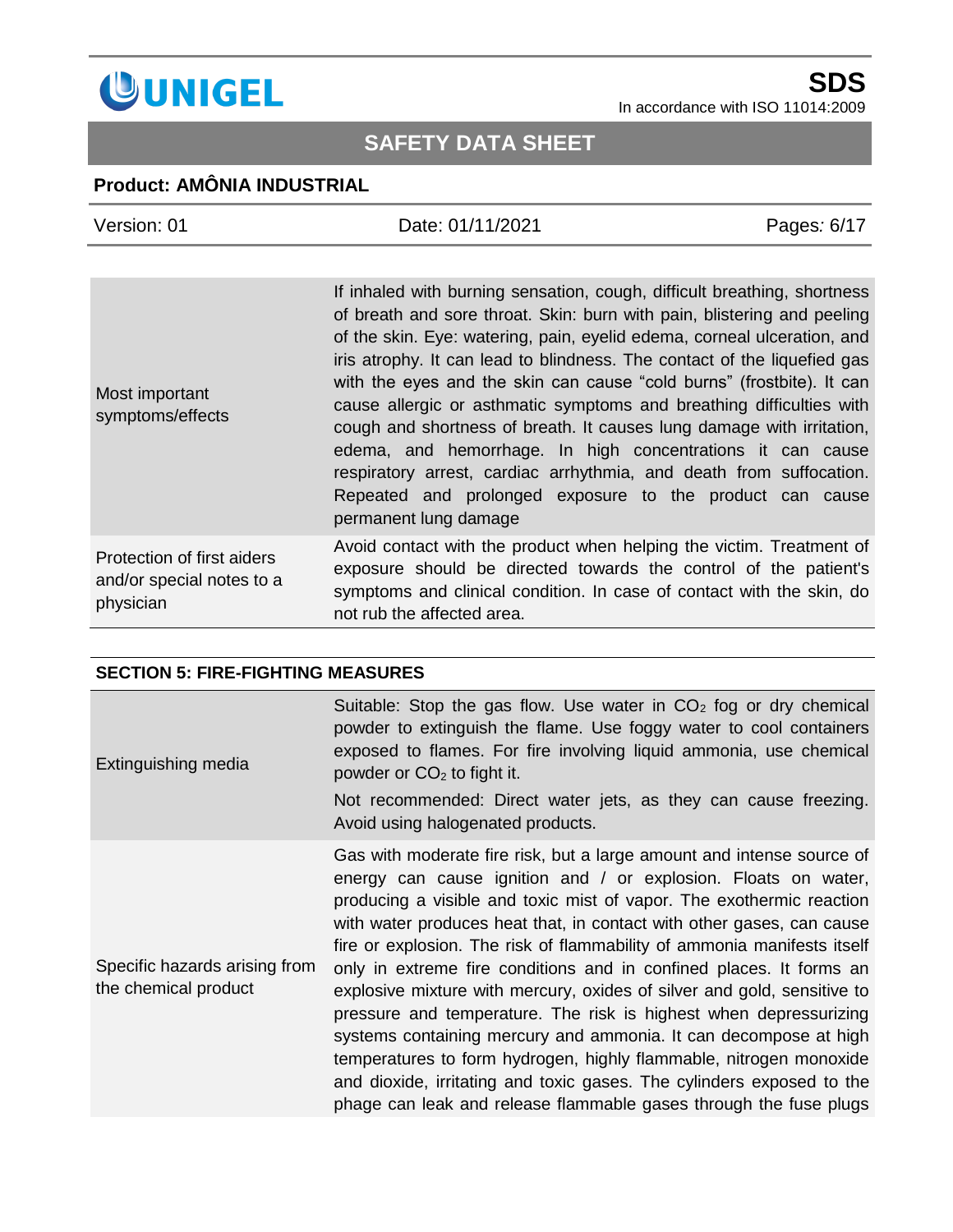| | |
|---|---|
| Most important symptoms/effects | If inhaled with burning sensation, cough, difficult breathing, shortness of breath and sore throat. Skin: burn with pain, blistering and peeling of the skin. Eye: watering, pain, eyelid edema, corneal ulceration, and iris atrophy. It can lead to blindness. The contact of the liquefied gas with the eyes and the skin can cause "cold burns" (frostbite). It can cause allergic or asthmatic symptoms and breathing difficulties with cough and shortness of breath. It causes lung damage with irritation, edema, and hemorrhage. In high concentrations it can cause respiratory arrest, cardiac arrhythmia, and death from suffocation. Repeated and prolonged exposure to the product can cause permanent lung damage |
| Protection of first aiders and/or special notes to a physician | Avoid contact with the product when helping the victim. Treatment of exposure should be directed towards the control of the patient's symptoms and clinical condition. In case of contact with the skin, do not rub the affected area. |

## SECTION 5: FIRE-FIGHTING MEASURES

| | |
|---|---|
| Extinguishing media | Suitable: Stop the gas flow. Use water in $CO_2$ fog or dry chemical powder to extinguish the flame. Use foggy water to cool containers exposed to flames. For fire involving liquid ammonia, use chemical powder or $CO_2$ to fight it.<br>Not recommended: Direct water jets, as they can cause freezing. Avoid using halogenated products. |
| Specific hazards arising from the chemical product | Gas with moderate fire risk, but a large amount and intense source of energy can cause ignition and / or explosion. Floats on water, producing a visible and toxic mist of vapor. The exothermic reaction with water produces heat that, in contact with other gases, can cause fire or explosion. The risk of flammability of ammonia manifests itself only in extreme fire conditions and in confined places. It forms an explosive mixture with mercury, oxides of silver and gold, sensitive to pressure and temperature. The risk is highest when depressurizing systems containing mercury and ammonia. It can decompose at high temperatures to form hydrogen, highly flammable, nitrogen monoxide and dioxide, irritating and toxic gases. The cylinders exposed to the phage can leak and release flammable gases through the fuse plugs |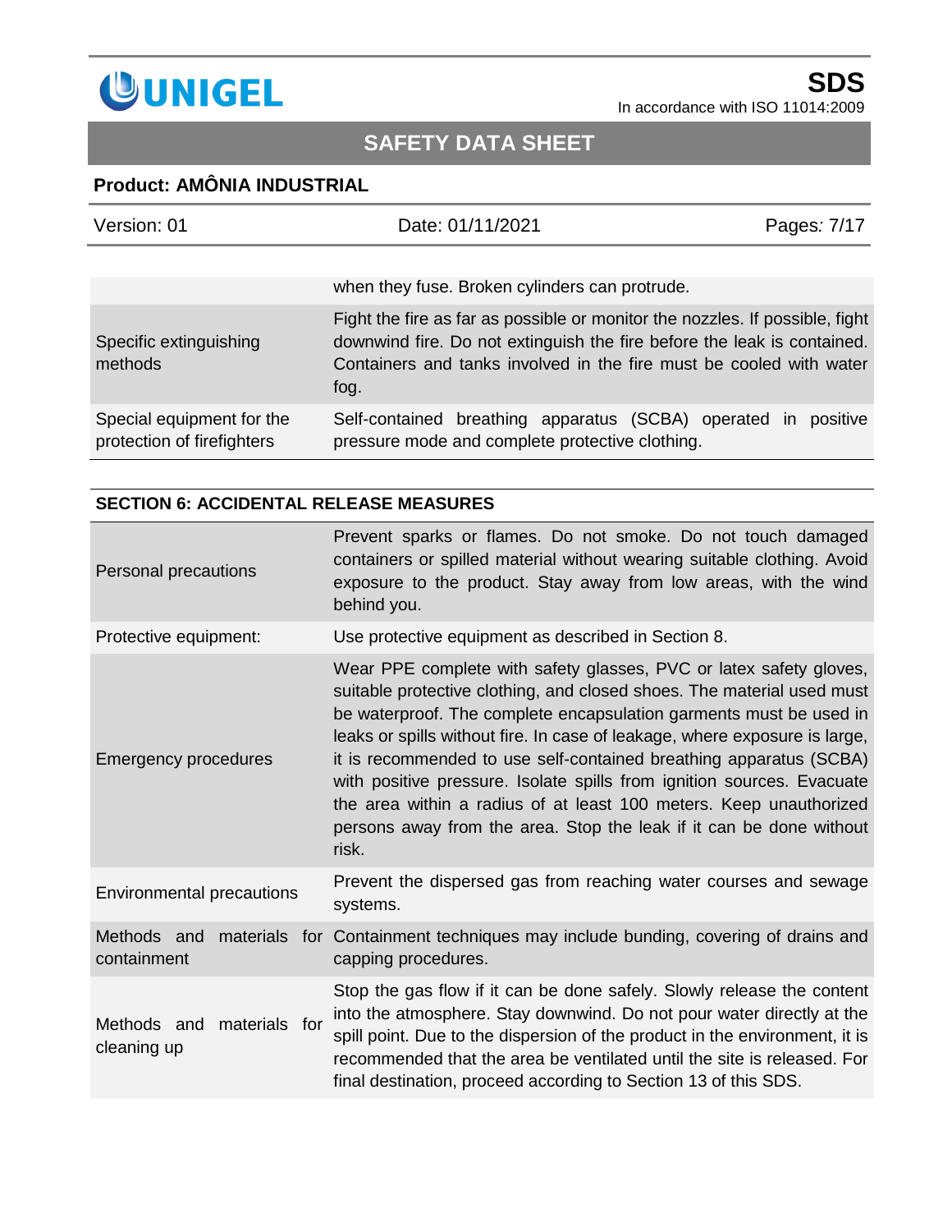| | |
|---|---|
| | when they fuse. Broken cylinders can protrude. |
| Specific extinguishing methods | Fight the fire as far as possible or monitor the nozzles. If possible, fight downwind fire. Do not extinguish the fire before the leak is contained. Containers and tanks involved in the fire must be cooled with water fog. |
| Special equipment for the protection of firefighters | Self-contained breathing apparatus (SCBA) operated in positive pressure mode and complete protective clothing. |

## SECTION 6: ACCIDENTAL RELEASE MEASURES

| | |
|---|---|
| Personal precautions | Prevent sparks or flames. Do not smoke. Do not touch damaged containers or spilled material without wearing suitable clothing. Avoid exposure to the product. Stay away from low areas, with the wind behind you. |
| Protective equipment: | Use protective equipment as described in Section 8. |
| Emergency procedures | Wear PPE complete with safety glasses, PVC or latex safety gloves, suitable protective clothing, and closed shoes. The material used must be waterproof. The complete encapsulation garments must be used in leaks or spills without fire. In case of leakage, where exposure is large, it is recommended to use self-contained breathing apparatus (SCBA) with positive pressure. Isolate spills from ignition sources. Evacuate the area within a radius of at least 100 meters. Keep unauthorized persons away from the area. Stop the leak if it can be done without risk. |
| Environmental precautions | Prevent the dispersed gas from reaching water courses and sewage systems. |
| Methods and materials for containment | Containment techniques may include bunding, covering of drains and capping procedures. |
| Methods and materials for cleaning up | Stop the gas flow if it can be done safely. Slowly release the content into the atmosphere. Stay downwind. Do not pour water directly at the spill point. Due to the dispersion of the product in the environment, it is recommended that the area be ventilated until the site is released. For final destination, proceed according to Section 13 of this SDS. |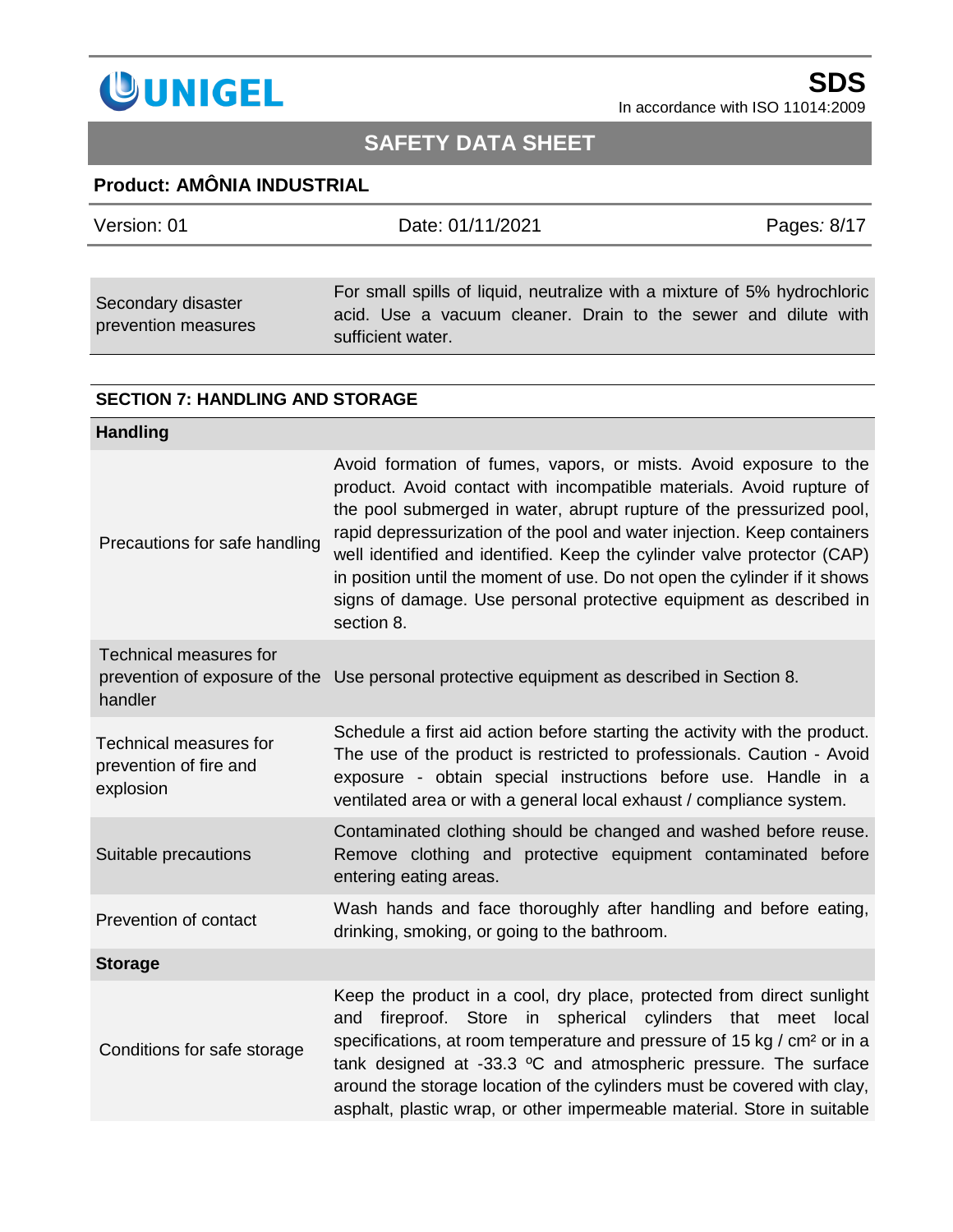| | |
|---|---|
| Secondary disaster prevention measures | For small spills of liquid, neutralize with a mixture of 5% hydrochloric acid. Use a vacuum cleaner. Drain to the sewer and dilute with sufficient water. |

## SECTION 7: HANDLING AND STORAGE

| **Handling** | |
|---|---|
| Precautions for safe handling | Avoid formation of fumes, vapors, or mists. Avoid exposure to the product. Avoid contact with incompatible materials. Avoid rupture of the pool submerged in water, abrupt rupture of the pressurized pool, rapid depressurization of the pool and water injection. Keep containers well identified and identified. Keep the cylinder valve protector (CAP) in position until the moment of use. Do not open the cylinder if it shows signs of damage. Use personal protective equipment as described in section 8. |
| Technical measures for prevention of exposure of the handler | Use personal protective equipment as described in Section 8. |
| Technical measures for prevention of fire and explosion | Schedule a first aid action before starting the activity with the product. The use of the product is restricted to professionals. Caution - Avoid exposure - obtain special instructions before use. Handle in a ventilated area or with a general local exhaust / compliance system. |
| Suitable precautions | Contaminated clothing should be changed and washed before reuse. Remove clothing and protective equipment contaminated before entering eating areas. |
| Prevention of contact | Wash hands and face thoroughly after handling and before eating, drinking, smoking, or going to the bathroom. |
| **Storage** | |
| Conditions for safe storage | Keep the product in a cool, dry place, protected from direct sunlight and fireproof. Store in spherical cylinders that meet local specifications, at room temperature and pressure of 15 kg / cm² or in a tank designed at -33.3 ºC and atmospheric pressure. The surface around the storage location of the cylinders must be covered with clay, asphalt, plastic wrap, or other impermeable material. Store in suitable |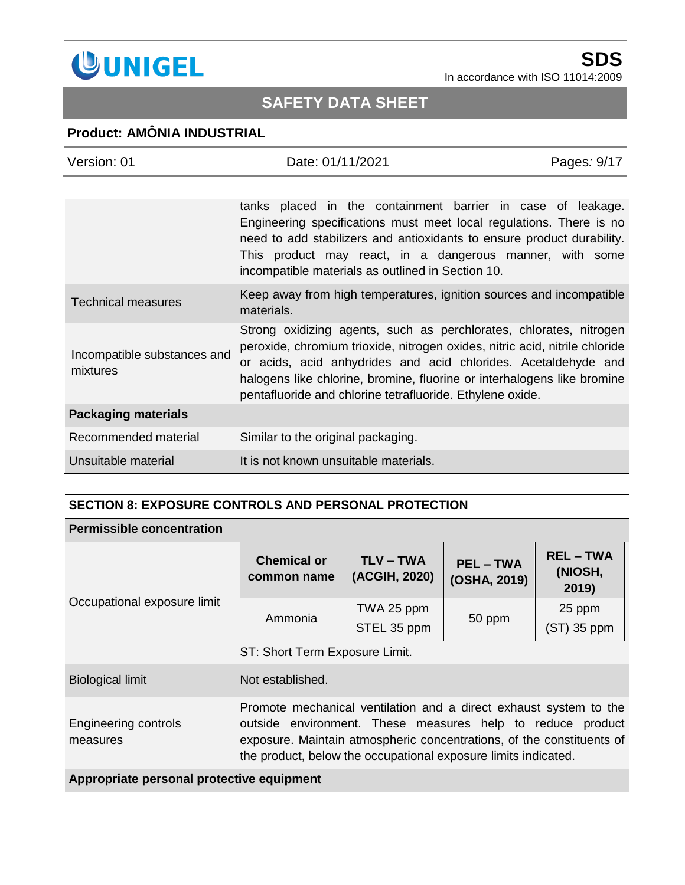| | |
|---|---|
| | tanks placed in the containment barrier in case of leakage. Engineering specifications must meet local regulations. There is no need to add stabilizers and antioxidants to ensure product durability. This product may react, in a dangerous manner, with some incompatible materials as outlined in Section 10. |
| Technical measures | Keep away from high temperatures, ignition sources and incompatible materials. |
| Incompatible substances and mixtures | Strong oxidizing agents, such as perchlorates, chlorates, nitrogen peroxide, chromium trioxide, nitrogen oxides, nitric acid, nitrile chloride or acids, acid anhydrides and acid chlorides. Acetaldehyde and halogens like chlorine, bromine, fluorine or interhalogens like bromine pentafluoride and chlorine tetrafluoride. Ethylene oxide. |
| **Packaging materials** | |
| Recommended material | Similar to the original packaging. |
| Unsuitable material | It is not known unsuitable materials. |

## SECTION 8: EXPOSURE CONTROLS AND PERSONAL PROTECTION

**Permissible concentration**

Occupational exposure limit

| Chemical or common name | TLV – TWA (ACGIH, 2020) | PEL – TWA (OSHA, 2019) | REL – TWA (NIOSH, 2019) |
|---|---|---|---|
| Ammonia | TWA 25 ppm<br>STEL 35 ppm | 50 ppm | 25 ppm<br>(ST) 35 ppm |

ST: Short Term Exposure Limit.

| | |
|---|---|
| Biological limit | Not established. |
| Engineering controls measures | Promote mechanical ventilation and a direct exhaust system to the outside environment. These measures help to reduce product exposure. Maintain atmospheric concentrations, of the constituents of the product, below the occupational exposure limits indicated. |

**Appropriate personal protective equipment**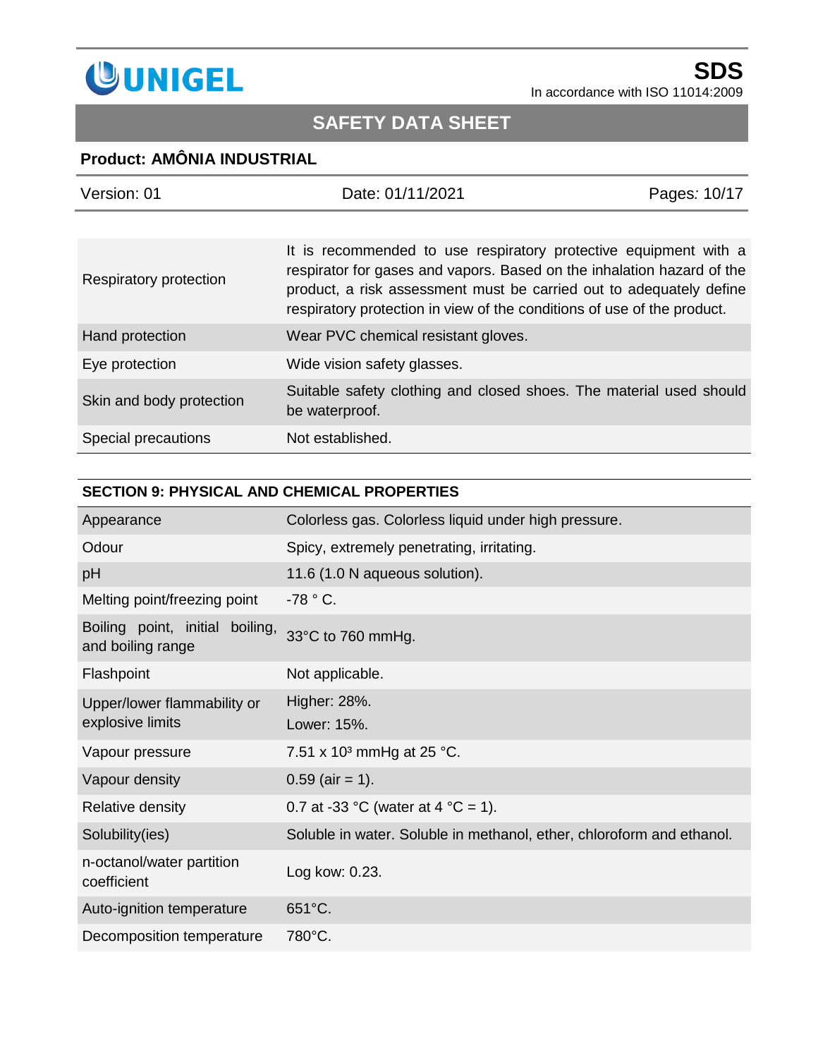| | |
|---|---|
| Respiratory protection | It is recommended to use respiratory protective equipment with a respirator for gases and vapors. Based on the inhalation hazard of the product, a risk assessment must be carried out to adequately define respiratory protection in view of the conditions of use of the product. |
| Hand protection | Wear PVC chemical resistant gloves. |
| Eye protection | Wide vision safety glasses. |
| Skin and body protection | Suitable safety clothing and closed shoes. The material used should be waterproof. |
| Special precautions | Not established. |

## SECTION 9: PHYSICAL AND CHEMICAL PROPERTIES

| | |
|---|---|
| Appearance | Colorless gas. Colorless liquid under high pressure. |
| Odour | Spicy, extremely penetrating, irritating. |
| pH | 11.6 (1.0 N aqueous solution). |
| Melting point/freezing point | -78 ° C. |
| Boiling point, initial boiling, and boiling range | 33°C to 760 mmHg. |
| Flashpoint | Not applicable. |
| Upper/lower flammability or explosive limits | Higher: 28%.<br>Lower: 15%. |
| Vapour pressure | 7.51 x $10^3$ mmHg at 25 °C. |
| Vapour density | 0.59 (air = 1). |
| Relative density | 0.7 at -33 °C (water at 4 °C = 1). |
| Solubility(ies) | Soluble in water. Soluble in methanol, ether, chloroform and ethanol. |
| n-octanol/water partition coefficient | Log kow: 0.23. |
| Auto-ignition temperature | 651°C. |
| Decomposition temperature | 780°C. |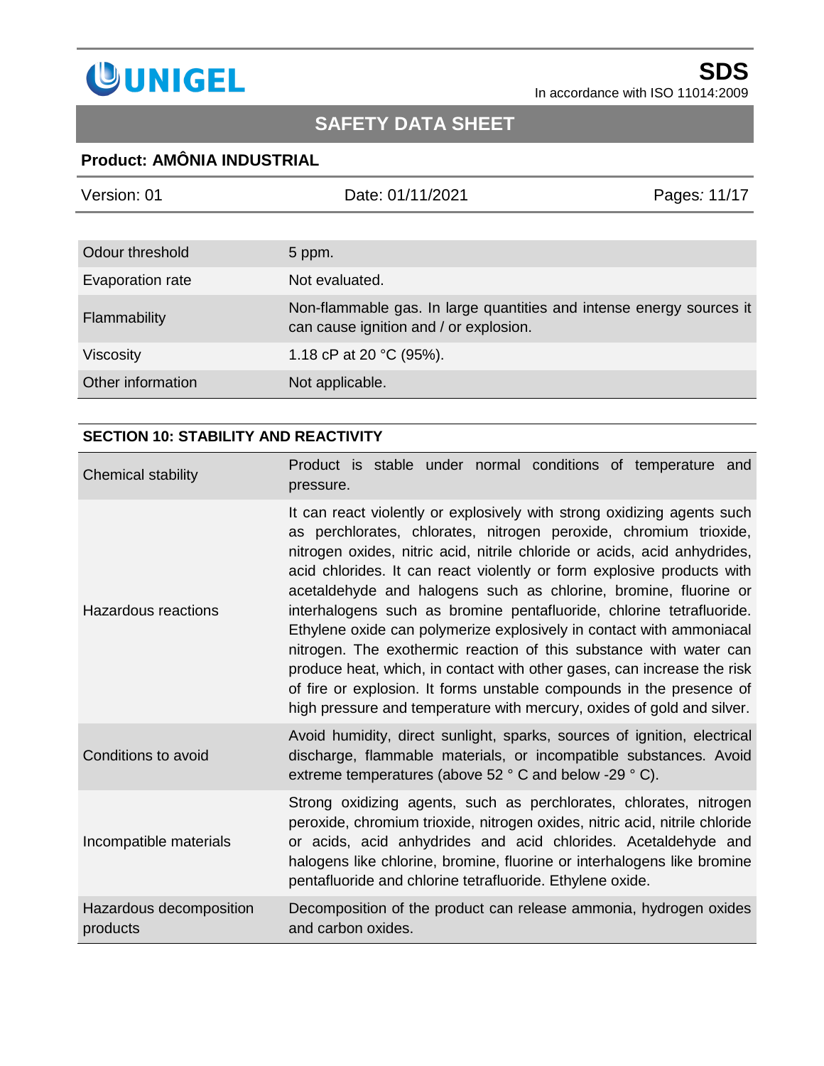| | |
|---|---|
| Odour threshold | 5 ppm. |
| Evaporation rate | Not evaluated. |
| Flammability | Non-flammable gas. In large quantities and intense energy sources it can cause ignition and / or explosion. |
| Viscosity | 1.18 cP at 20 °C (95%). |
| Other information | Not applicable. |

## SECTION 10: STABILITY AND REACTIVITY

| | |
|---|---|
| Chemical stability | Product is stable under normal conditions of temperature and pressure. |
| Hazardous reactions | It can react violently or explosively with strong oxidizing agents such as perchlorates, chlorates, nitrogen peroxide, chromium trioxide, nitrogen oxides, nitric acid, nitrile chloride or acids, acid anhydrides, acid chlorides. It can react violently or form explosive products with acetaldehyde and halogens such as chlorine, bromine, fluorine or interhalogens such as bromine pentafluoride, chlorine tetrafluoride. Ethylene oxide can polymerize explosively in contact with ammoniacal nitrogen. The exothermic reaction of this substance with water can produce heat, which, in contact with other gases, can increase the risk of fire or explosion. It forms unstable compounds in the presence of high pressure and temperature with mercury, oxides of gold and silver. |
| Conditions to avoid | Avoid humidity, direct sunlight, sparks, sources of ignition, electrical discharge, flammable materials, or incompatible substances. Avoid extreme temperatures (above 52 ° C and below -29 ° C). |
| Incompatible materials | Strong oxidizing agents, such as perchlorates, chlorates, nitrogen peroxide, chromium trioxide, nitrogen oxides, nitric acid, nitrile chloride or acids, acid anhydrides and acid chlorides. Acetaldehyde and halogens like chlorine, bromine, fluorine or interhalogens like bromine pentafluoride and chlorine tetrafluoride. Ethylene oxide. |
| Hazardous decomposition products | Decomposition of the product can release ammonia, hydrogen oxides and carbon oxides. |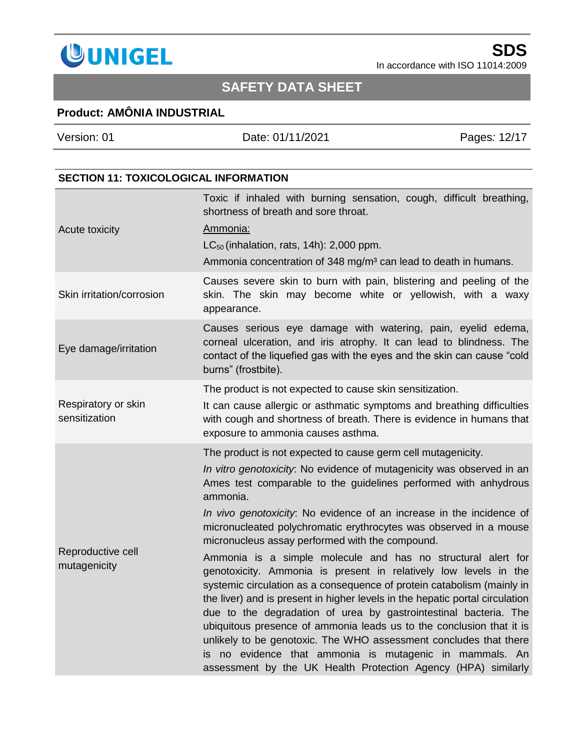## SECTION 11: TOXICOLOGICAL INFORMATION

| | |
|---|---|
| Acute toxicity | Toxic if inhaled with burning sensation, cough, difficult breathing, shortness of breath and sore throat.<br><u>Ammonia:</u><br>$LC_{50}$ (inhalation, rats, 14h): 2,000 ppm.<br>Ammonia concentration of 348 mg/m³ can lead to death in humans. |
| Skin irritation/corrosion | Causes severe skin to burn with pain, blistering and peeling of the skin. The skin may become white or yellowish, with a waxy appearance. |
| Eye damage/irritation | Causes serious eye damage with watering, pain, eyelid edema, corneal ulceration, and iris atrophy. It can lead to blindness. The contact of the liquefied gas with the eyes and the skin can cause "cold burns" (frostbite). |
| Respiratory or skin sensitization | The product is not expected to cause skin sensitization.<br>It can cause allergic or asthmatic symptoms and breathing difficulties with cough and shortness of breath. There is evidence in humans that exposure to ammonia causes asthma. |
| Reproductive cell mutagenicity | The product is not expected to cause germ cell mutagenicity.<br>*In vitro genotoxicity*: No evidence of mutagenicity was observed in an Ames test comparable to the guidelines performed with anhydrous ammonia.<br>*In vivo genotoxicity*: No evidence of an increase in the incidence of micronucleated polychromatic erythrocytes was observed in a mouse micronucleus assay performed with the compound.<br>Ammonia is a simple molecule and has no structural alert for genotoxicity. Ammonia is present in relatively low levels in the systemic circulation as a consequence of protein catabolism (mainly in the liver) and is present in higher levels in the hepatic portal circulation due to the degradation of urea by gastrointestinal bacteria. The ubiquitous presence of ammonia leads us to the conclusion that it is unlikely to be genotoxic. The WHO assessment concludes that there is no evidence that ammonia is mutagenic in mammals. An assessment by the UK Health Protection Agency (HPA) similarly |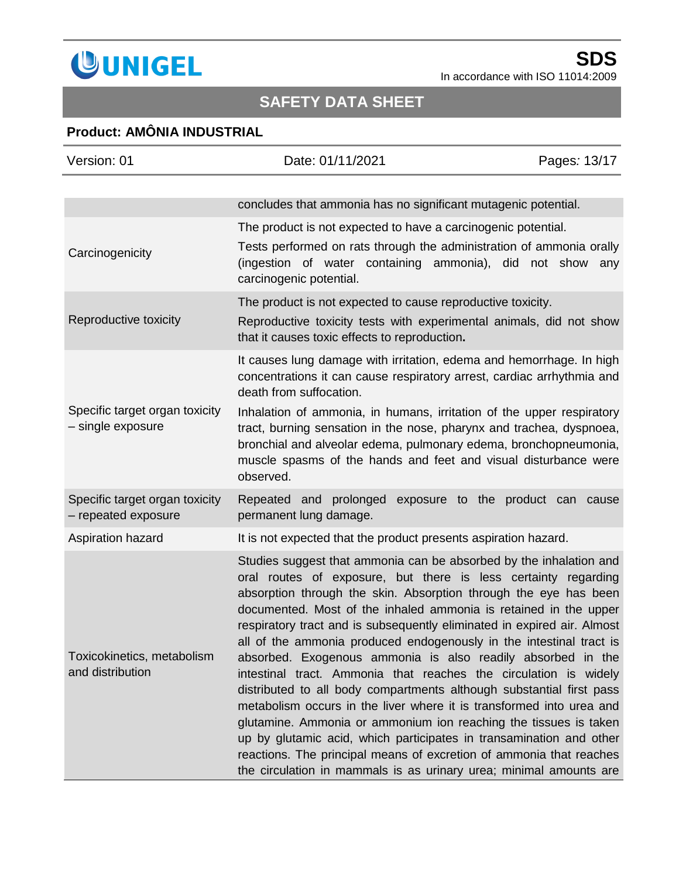| | |
|---|---|
| | concludes that ammonia has no significant mutagenic potential. |
| Carcinogenicity | The product is not expected to have a carcinogenic potential.<br>Tests performed on rats through the administration of ammonia orally (ingestion of water containing ammonia), did not show any carcinogenic potential. |
| Reproductive toxicity | The product is not expected to cause reproductive toxicity.<br>Reproductive toxicity tests with experimental animals, did not show that it causes toxic effects to reproduction. |
| Specific target organ toxicity – single exposure | It causes lung damage with irritation, edema and hemorrhage. In high concentrations it can cause respiratory arrest, cardiac arrhythmia and death from suffocation.<br>Inhalation of ammonia, in humans, irritation of the upper respiratory tract, burning sensation in the nose, pharynx and trachea, dyspnoea, bronchial and alveolar edema, pulmonary edema, bronchopneumonia, muscle spasms of the hands and feet and visual disturbance were observed. |
| Specific target organ toxicity – repeated exposure | Repeated and prolonged exposure to the product can cause permanent lung damage. |
| Aspiration hazard | It is not expected that the product presents aspiration hazard. |
| Toxicokinetics, metabolism and distribution | Studies suggest that ammonia can be absorbed by the inhalation and oral routes of exposure, but there is less certainty regarding absorption through the skin. Absorption through the eye has been documented. Most of the inhaled ammonia is retained in the upper respiratory tract and is subsequently eliminated in expired air. Almost all of the ammonia produced endogenously in the intestinal tract is absorbed. Exogenous ammonia is also readily absorbed in the intestinal tract. Ammonia that reaches the circulation is widely distributed to all body compartments although substantial first pass metabolism occurs in the liver where it is transformed into urea and glutamine. Ammonia or ammonium ion reaching the tissues is taken up by glutamic acid, which participates in transamination and other reactions. The principal means of excretion of ammonia that reaches the circulation in mammals is as urinary urea; minimal amounts are |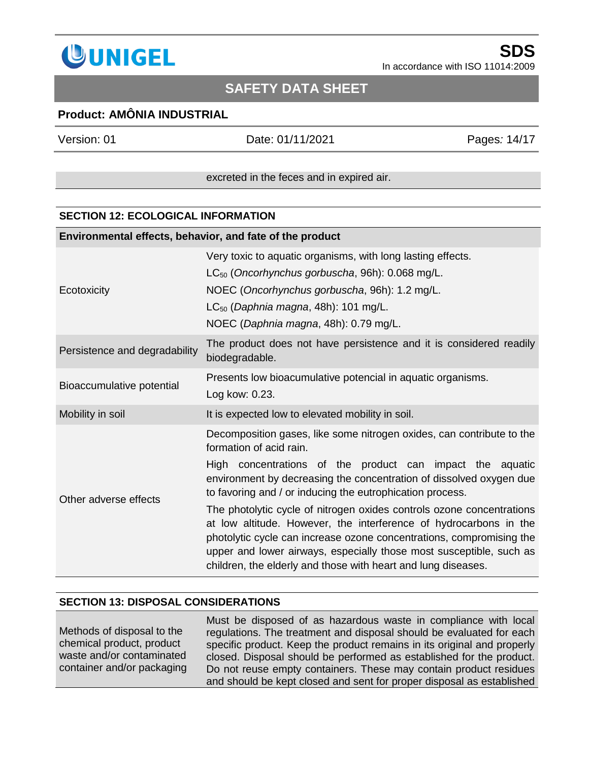| | excreted in the feces and in expired air. |
|---|---|

## SECTION 12: ECOLOGICAL INFORMATION

| Environmental effects, behavior, and fate of the product | |
|---|---|
| Ecotoxicity | Very toxic to aquatic organisms, with long lasting effects.<br>$LC_{50}$ (*Oncorhynchus gorbuscha*, 96h): 0.068 mg/L.<br>NOEC (*Oncorhynchus gorbuscha*, 96h): 1.2 mg/L.<br>$LC_{50}$ (*Daphnia magna*, 48h): 101 mg/L.<br>NOEC (*Daphnia magna*, 48h): 0.79 mg/L. |
| Persistence and degradability | The product does not have persistence and it is considered readily biodegradable. |
| Bioaccumulative potential | Presents low bioacumulative potencial in aquatic organisms.<br>Log kow: 0.23. |
| Mobility in soil | It is expected low to elevated mobility in soil. |
| Other adverse effects | Decomposition gases, like some nitrogen oxides, can contribute to the formation of acid rain.<br>High concentrations of the product can impact the aquatic environment by decreasing the concentration of dissolved oxygen due to favoring and / or inducing the eutrophication process.<br>The photolytic cycle of nitrogen oxides controls ozone concentrations at low altitude. However, the interference of hydrocarbons in the photolytic cycle can increase ozone concentrations, compromising the upper and lower airways, especially those most susceptible, such as children, the elderly and those with heart and lung diseases. |

## SECTION 13: DISPOSAL CONSIDERATIONS

| | |
|---|---|
| Methods of disposal to the chemical product, product waste and/or contaminated container and/or packaging | Must be disposed of as hazardous waste in compliance with local regulations. The treatment and disposal should be evaluated for each specific product. Keep the product remains in its original and properly closed. Disposal should be performed as established for the product. Do not reuse empty containers. These may contain product residues and should be kept closed and sent for proper disposal as established |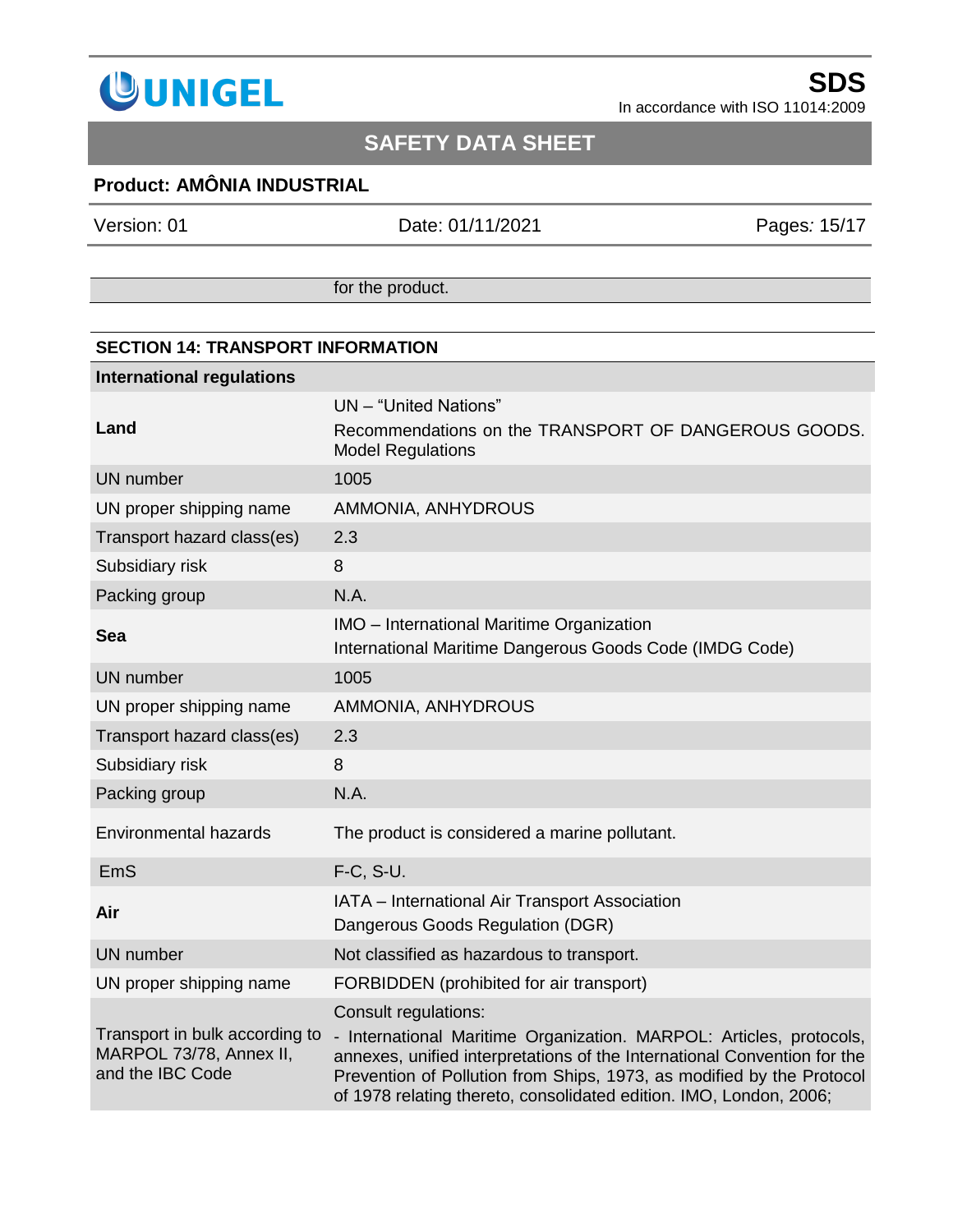| | for the product. |
|---|---|

## SECTION 14: TRANSPORT INFORMATION

| **International regulations** | |
|---|---|
| **Land** | UN – “United Nations”<br>Recommendations on the TRANSPORT OF DANGEROUS GOODS. Model Regulations |
| UN number | 1005 |
| UN proper shipping name | AMMONIA, ANHYDROUS |
| Transport hazard class(es) | 2.3 |
| Subsidiary risk | 8 |
| Packing group | N.A. |
| **Sea** | IMO – International Maritime Organization<br>International Maritime Dangerous Goods Code (IMDG Code) |
| UN number | 1005 |
| UN proper shipping name | AMMONIA, ANHYDROUS |
| Transport hazard class(es) | 2.3 |
| Subsidiary risk | 8 |
| Packing group | N.A. |
| Environmental hazards | The product is considered a marine pollutant. |
| EmS | F-C, S-U. |
| **Air** | IATA – International Air Transport Association<br>Dangerous Goods Regulation (DGR) |
| UN number | Not classified as hazardous to transport. |
| UN proper shipping name | FORBIDDEN (prohibited for air transport) |
| Transport in bulk according to MARPOL 73/78, Annex II, and the IBC Code | Consult regulations:<br>- International Maritime Organization. MARPOL: Articles, protocols, annexes, unified interpretations of the International Convention for the Prevention of Pollution from Ships, 1973, as modified by the Protocol of 1978 relating thereto, consolidated edition. IMO, London, 2006; |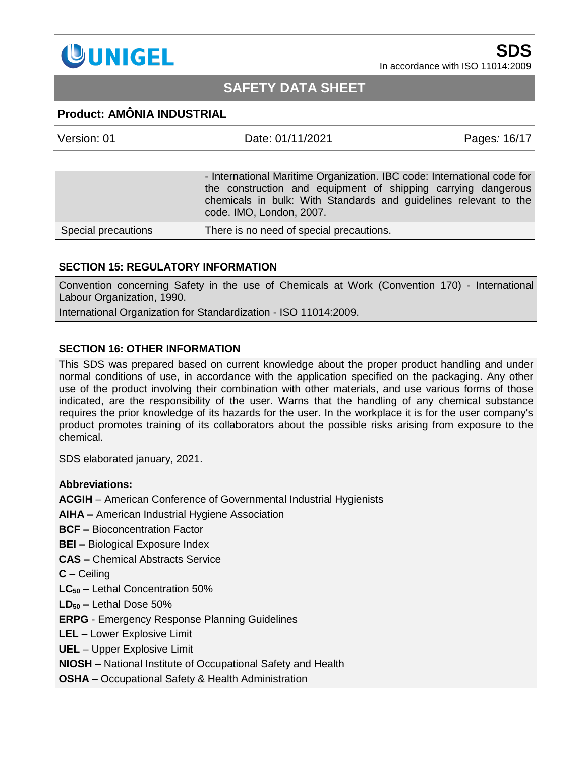| | |
|---|---|
| | - International Maritime Organization. IBC code: International code for the construction and equipment of shipping carrying dangerous chemicals in bulk: With Standards and guidelines relevant to the code. IMO, London, 2007. |
| Special precautions | There is no need of special precautions. |

## SECTION 15: REGULATORY INFORMATION

Convention concerning Safety in the use of Chemicals at Work (Convention 170) - International Labour Organization, 1990.

International Organization for Standardization - ISO 11014:2009.

## SECTION 16: OTHER INFORMATION

This SDS was prepared based on current knowledge about the proper product handling and under normal conditions of use, in accordance with the application specified on the packaging. Any other use of the product involving their combination with other materials, and use various forms of those indicated, are the responsibility of the user. Warns that the handling of any chemical substance requires the prior knowledge of its hazards for the user. In the workplace it is for the user company's product promotes training of its collaborators about the possible risks arising from exposure to the chemical.

SDS elaborated january, 2021.

**Abbreviations:**

**ACGIH** – American Conference of Governmental Industrial Hygienists

**AIHA –** American Industrial Hygiene Association

**BCF –** Bioconcentration Factor

**BEI –** Biological Exposure Index

**CAS –** Chemical Abstracts Service

**C –** Ceiling

**$LC_{50}$ –** Lethal Concentration 50%

**$LD_{50}$ –** Lethal Dose 50%

**ERPG** - Emergency Response Planning Guidelines

**LEL** – Lower Explosive Limit

**UEL** – Upper Explosive Limit

**NIOSH** – National Institute of Occupational Safety and Health

**OSHA** – Occupational Safety & Health Administration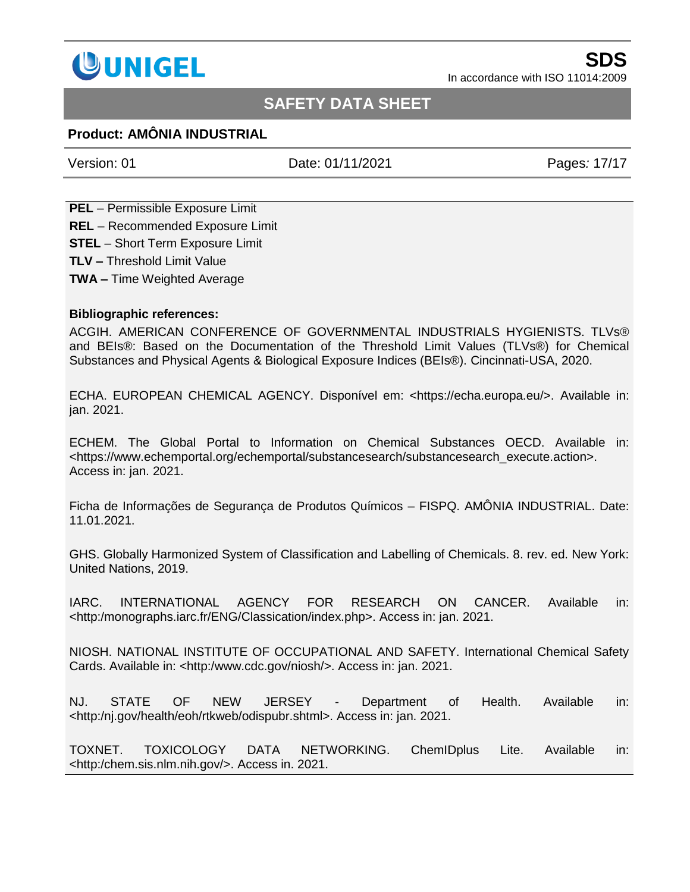**PEL** – Permissible Exposure Limit

**REL** – Recommended Exposure Limit

**STEL** – Short Term Exposure Limit

**TLV –** Threshold Limit Value

**TWA –** Time Weighted Average

**Bibliographic references:**

ACGIH. AMERICAN CONFERENCE OF GOVERNMENTAL INDUSTRIALS HYGIENISTS. TLVs® and BEIs®: Based on the Documentation of the Threshold Limit Values (TLVs®) for Chemical Substances and Physical Agents & Biological Exposure Indices (BEIs®). Cincinnati-USA, 2020.

ECHA. EUROPEAN CHEMICAL AGENCY. Disponível em: <https://echa.europa.eu/>. Available in: jan. 2021.

ECHEM. The Global Portal to Information on Chemical Substances OECD. Available in: <https://www.echemportal.org/echemportal/substancesearch/substancesearch_execute.action>. Access in: jan. 2021.

Ficha de Informações de Segurança de Produtos Químicos – FISPQ. AMÔNIA INDUSTRIAL. Date: 11.01.2021.

GHS. Globally Harmonized System of Classification and Labelling of Chemicals. 8. rev. ed. New York: United Nations, 2019.

IARC. INTERNATIONAL AGENCY FOR RESEARCH ON CANCER. Available in: <http:/monographs.iarc.fr/ENG/Classication/index.php>. Access in: jan. 2021.

NIOSH. NATIONAL INSTITUTE OF OCCUPATIONAL AND SAFETY. International Chemical Safety Cards. Available in: <http:/www.cdc.gov/niosh/>. Access in: jan. 2021.

NJ. STATE OF NEW JERSEY - Department of Health. Available in: <http:/nj.gov/health/eoh/rtkweb/odispubr.shtml>. Access in: jan. 2021.

TOXNET. TOXICOLOGY DATA NETWORKING. ChemIDplus Lite. Available in: <http:/chem.sis.nlm.nih.gov/>. Access in. 2021.